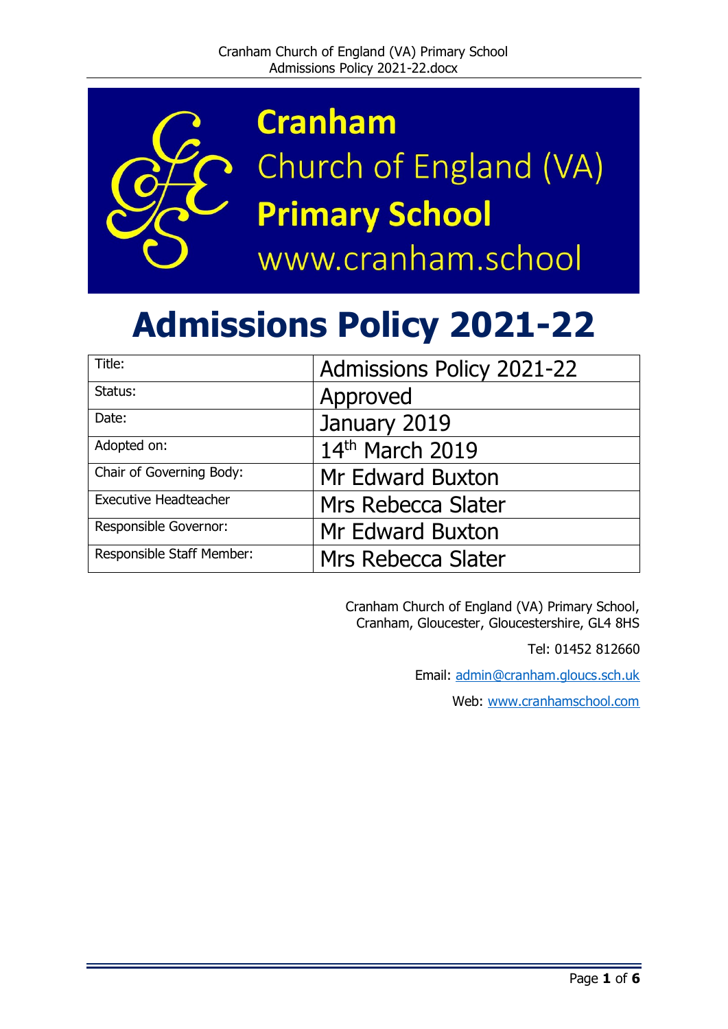**Cranham**
Church of England (VA)
**Primary School**
www.cranham.school

# Admissions Policy 2021-22

| Title: | Admissions Policy 2021-22 |
| --- | --- |
| Status: | Approved |
| Date: | January 2019 |
| Adopted on: | 14th March 2019 |
| Chair of Governing Body: | Mr Edward Buxton |
| Executive Headteacher | Mrs Rebecca Slater |
| Responsible Governor: | Mr Edward Buxton |
| Responsible Staff Member: | Mrs Rebecca Slater |

Cranham Church of England (VA) Primary School,
Cranham, Gloucester, Gloucestershire, GL4 8HS

Tel: 01452 812660

Email: admin@cranham.gloucs.sch.uk

Web: www.cranhamschool.com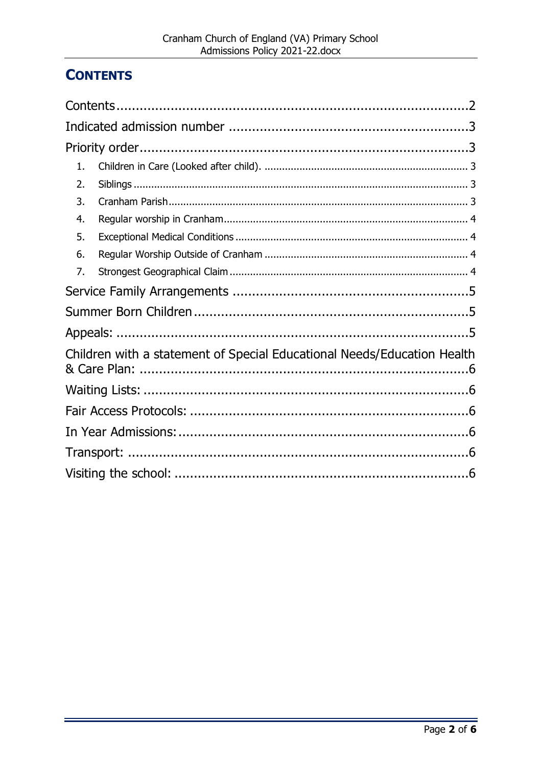## CONTENTS

Contents....2

Indicated admission number ....3

Priority order....3

1. Children in Care (Looked after child). ....3
2. Siblings ....3
3. Cranham Parish....3
4. Regular worship in Cranham....4
5. Exceptional Medical Conditions ....4
6. Regular Worship Outside of Cranham ....4
7. Strongest Geographical Claim ....4

Service Family Arrangements ....5

Summer Born Children....5

Appeals: ....5

Children with a statement of Special Educational Needs/Education Health & Care Plan: ....6

Waiting Lists: ....6

Fair Access Protocols: ....6

In Year Admissions:....6

Transport: ....6

Visiting the school: ....6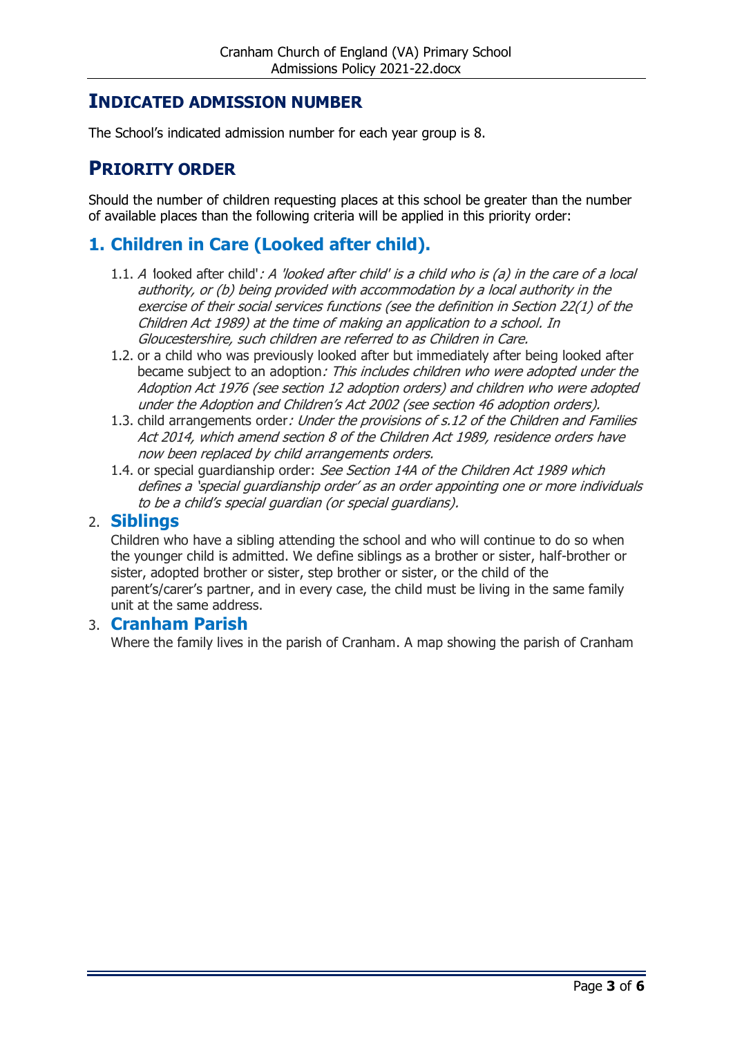## INDICATED ADMISSION NUMBER

The School's indicated admission number for each year group is 8.

## PRIORITY ORDER

Should the number of children requesting places at this school be greater than the number of available places than the following criteria will be applied in this priority order:

### 1. Children in Care (Looked after child).

- 1.1. *A* 'looked after child'*: A 'looked after child' is a child who is (a) in the care of a local authority, or (b) being provided with accommodation by a local authority in the exercise of their social services functions (see the definition in Section 22(1) of the Children Act 1989) at the time of making an application to a school. In Gloucestershire, such children are referred to as Children in Care.*
- 1.2. or a child who was previously looked after but immediately after being looked after became subject to an adoption*: This includes children who were adopted under the Adoption Act 1976 (see section 12 adoption orders) and children who were adopted under the Adoption and Children's Act 2002 (see section 46 adoption orders).*
- 1.3. child arrangements order*: Under the provisions of s.12 of the Children and Families Act 2014, which amend section 8 of the Children Act 1989, residence orders have now been replaced by child arrangements orders.*
- 1.4. or special guardianship order: *See Section 14A of the Children Act 1989 which defines a 'special guardianship order' as an order appointing one or more individuals to be a child's special guardian (or special guardians).*

### 2. Siblings

Children who have a sibling attending the school and who will continue to do so when the younger child is admitted. We define siblings as a brother or sister, half-brother or sister, adopted brother or sister, step brother or sister, or the child of the parent's/carer's partner, and in every case, the child must be living in the same family unit at the same address.

### 3. Cranham Parish

Where the family lives in the parish of Cranham. A map showing the parish of Cranham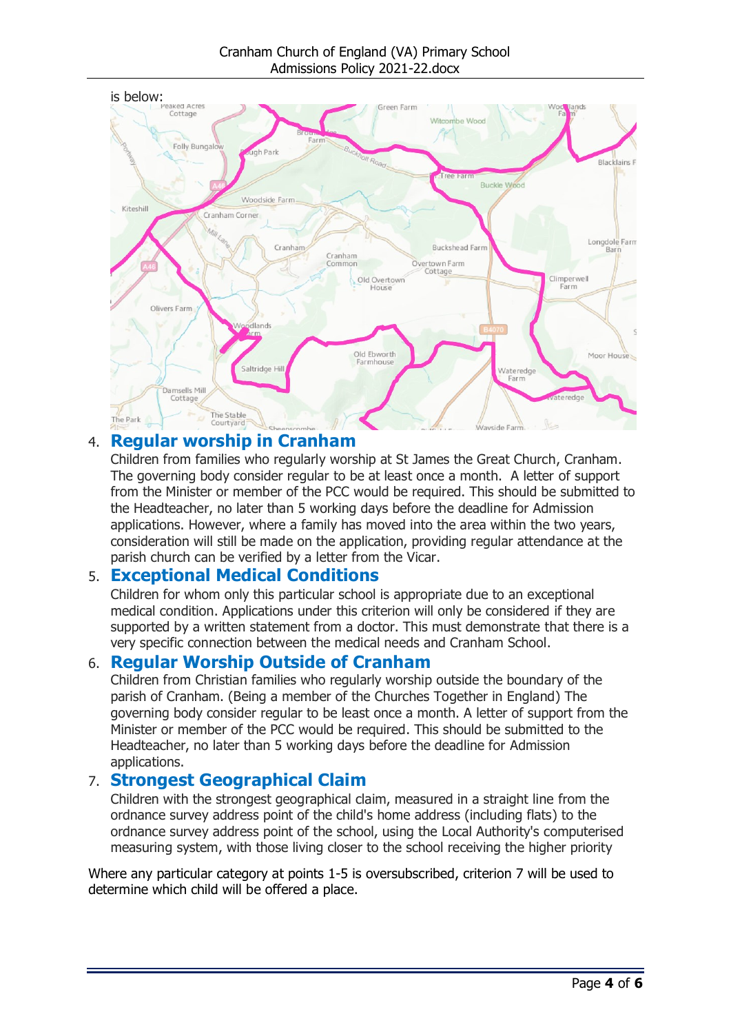is below:

4. **Regular worship in Cranham**

   Children from families who regularly worship at St James the Great Church, Cranham. The governing body consider regular to be at least once a month. A letter of support from the Minister or member of the PCC would be required. This should be submitted to the Headteacher, no later than 5 working days before the deadline for Admission applications. However, where a family has moved into the area within the two years, consideration will still be made on the application, providing regular attendance at the parish church can be verified by a letter from the Vicar.

5. **Exceptional Medical Conditions**

   Children for whom only this particular school is appropriate due to an exceptional medical condition. Applications under this criterion will only be considered if they are supported by a written statement from a doctor. This must demonstrate that there is a very specific connection between the medical needs and Cranham School.

6. **Regular Worship Outside of Cranham**

   Children from Christian families who regularly worship outside the boundary of the parish of Cranham. (Being a member of the Churches Together in England) The governing body consider regular to be least once a month. A letter of support from the Minister or member of the PCC would be required. This should be submitted to the Headteacher, no later than 5 working days before the deadline for Admission applications.

7. **Strongest Geographical Claim**

   Children with the strongest geographical claim, measured in a straight line from the ordnance survey address point of the child's home address (including flats) to the ordnance survey address point of the school, using the Local Authority's computerised measuring system, with those living closer to the school receiving the higher priority

Where any particular category at points 1-5 is oversubscribed, criterion 7 will be used to determine which child will be offered a place.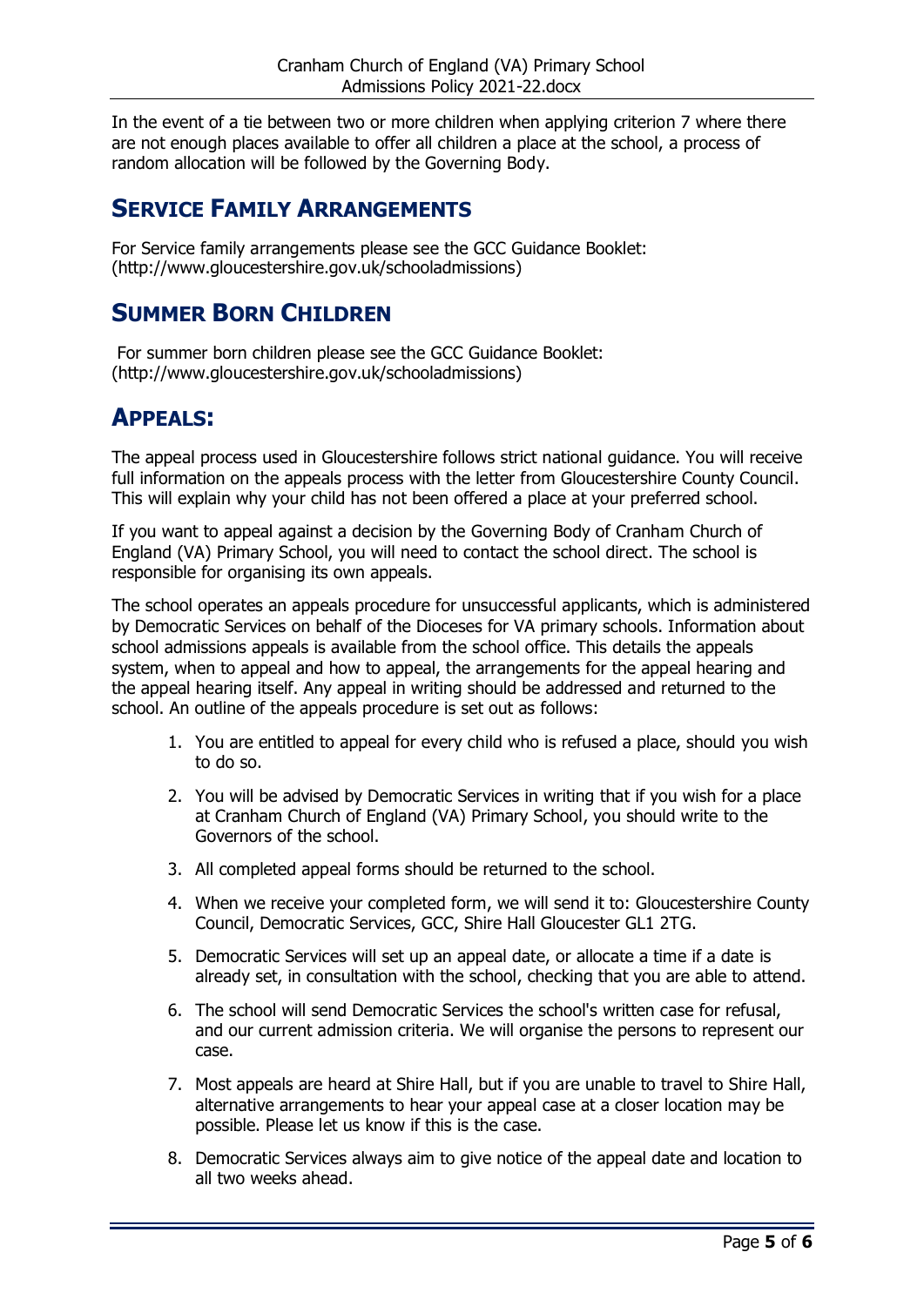In the event of a tie between two or more children when applying criterion 7 where there are not enough places available to offer all children a place at the school, a process of random allocation will be followed by the Governing Body.

## SERVICE FAMILY ARRANGEMENTS

For Service family arrangements please see the GCC Guidance Booklet: (http://www.gloucestershire.gov.uk/schooladmissions)

## SUMMER BORN CHILDREN

For summer born children please see the GCC Guidance Booklet: (http://www.gloucestershire.gov.uk/schooladmissions)

## APPEALS:

The appeal process used in Gloucestershire follows strict national guidance. You will receive full information on the appeals process with the letter from Gloucestershire County Council. This will explain why your child has not been offered a place at your preferred school.

If you want to appeal against a decision by the Governing Body of Cranham Church of England (VA) Primary School, you will need to contact the school direct. The school is responsible for organising its own appeals.

The school operates an appeals procedure for unsuccessful applicants, which is administered by Democratic Services on behalf of the Dioceses for VA primary schools. Information about school admissions appeals is available from the school office. This details the appeals system, when to appeal and how to appeal, the arrangements for the appeal hearing and the appeal hearing itself. Any appeal in writing should be addressed and returned to the school. An outline of the appeals procedure is set out as follows:

1. You are entitled to appeal for every child who is refused a place, should you wish to do so.
2. You will be advised by Democratic Services in writing that if you wish for a place at Cranham Church of England (VA) Primary School, you should write to the Governors of the school.
3. All completed appeal forms should be returned to the school.
4. When we receive your completed form, we will send it to: Gloucestershire County Council, Democratic Services, GCC, Shire Hall Gloucester GL1 2TG.
5. Democratic Services will set up an appeal date, or allocate a time if a date is already set, in consultation with the school, checking that you are able to attend.
6. The school will send Democratic Services the school's written case for refusal, and our current admission criteria. We will organise the persons to represent our case.
7. Most appeals are heard at Shire Hall, but if you are unable to travel to Shire Hall, alternative arrangements to hear your appeal case at a closer location may be possible. Please let us know if this is the case.
8. Democratic Services always aim to give notice of the appeal date and location to all two weeks ahead.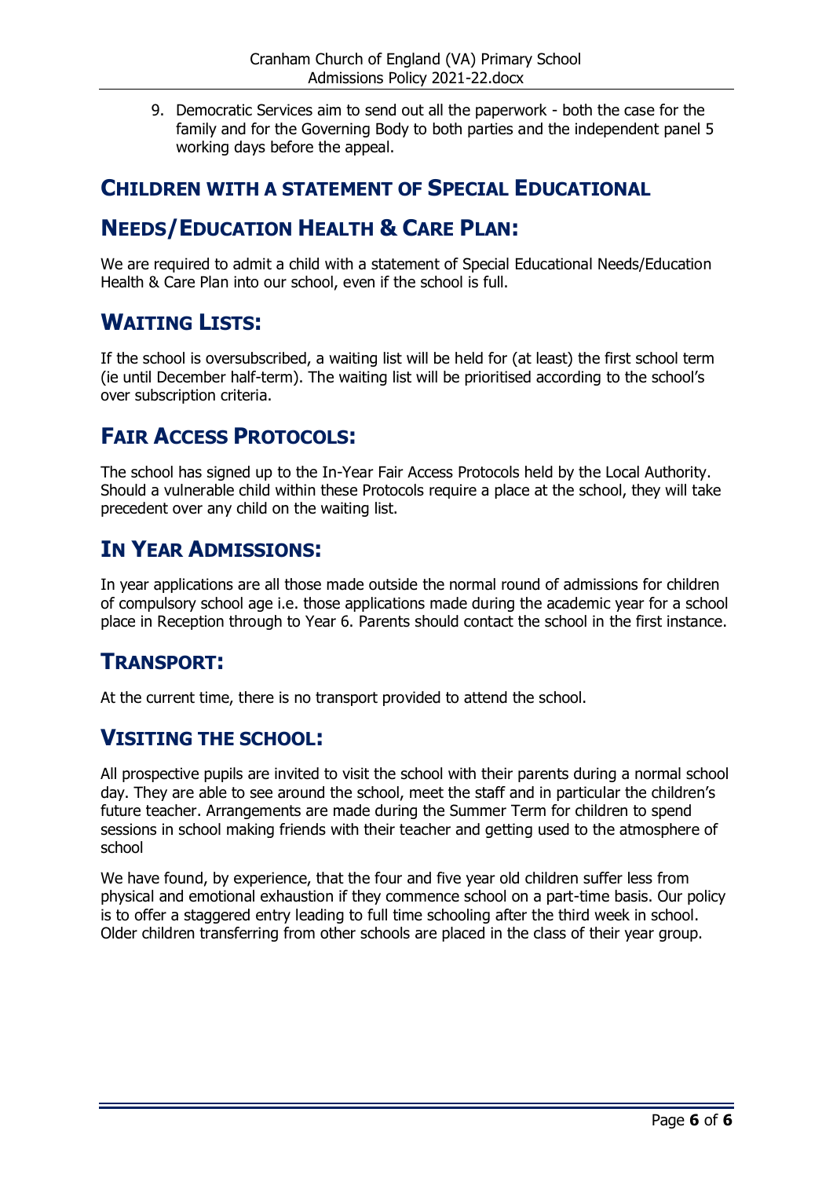9. Democratic Services aim to send out all the paperwork - both the case for the family and for the Governing Body to both parties and the independent panel 5 working days before the appeal.

## CHILDREN WITH A STATEMENT OF SPECIAL EDUCATIONAL NEEDS/EDUCATION HEALTH & CARE PLAN:

We are required to admit a child with a statement of Special Educational Needs/Education Health & Care Plan into our school, even if the school is full.

## WAITING LISTS:

If the school is oversubscribed, a waiting list will be held for (at least) the first school term (ie until December half-term). The waiting list will be prioritised according to the school's over subscription criteria.

## FAIR ACCESS PROTOCOLS:

The school has signed up to the In-Year Fair Access Protocols held by the Local Authority. Should a vulnerable child within these Protocols require a place at the school, they will take precedent over any child on the waiting list.

## IN YEAR ADMISSIONS:

In year applications are all those made outside the normal round of admissions for children of compulsory school age i.e. those applications made during the academic year for a school place in Reception through to Year 6. Parents should contact the school in the first instance.

## TRANSPORT:

At the current time, there is no transport provided to attend the school.

## VISITING THE SCHOOL:

All prospective pupils are invited to visit the school with their parents during a normal school day. They are able to see around the school, meet the staff and in particular the children's future teacher. Arrangements are made during the Summer Term for children to spend sessions in school making friends with their teacher and getting used to the atmosphere of school

We have found, by experience, that the four and five year old children suffer less from physical and emotional exhaustion if they commence school on a part-time basis. Our policy is to offer a staggered entry leading to full time schooling after the third week in school. Older children transferring from other schools are placed in the class of their year group.